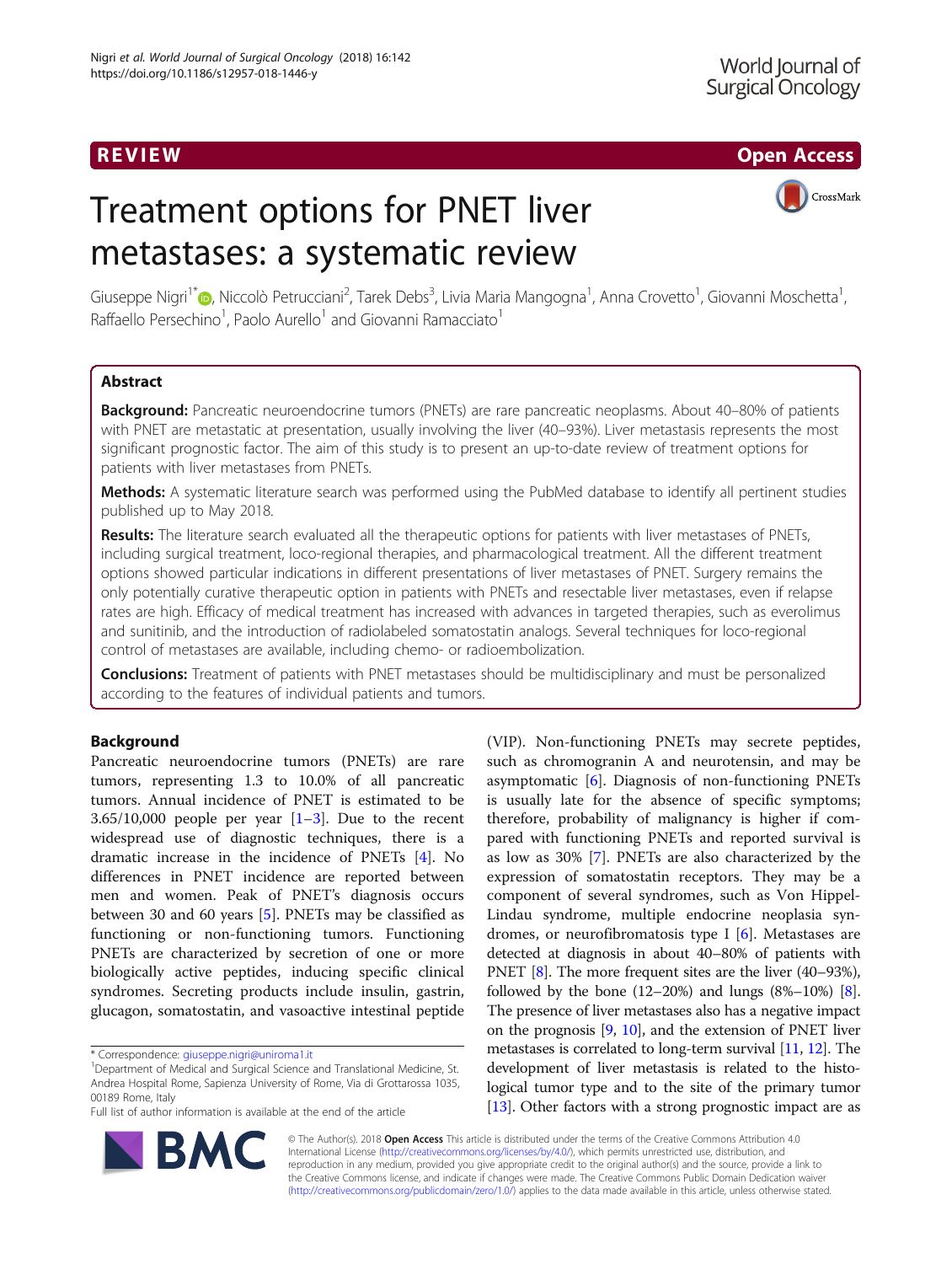REVIEW Open Access

# Treatment options for PNET liver metastases: a systematic review

Giuseppe Nigri[1*], Niccolò Petrucciani[2], Tarek Debs[3], Livia Maria Mangogna[1], Anna Crovetto[1], Giovanni Moschetta[1], Raffaello Persechino[1], Paolo Aurello[1] and Giovanni Ramacciato[1]

## Abstract

**Background:** Pancreatic neuroendocrine tumors (PNETs) are rare pancreatic neoplasms. About 40–80% of patients with PNET are metastatic at presentation, usually involving the liver (40–93%). Liver metastasis represents the most significant prognostic factor. The aim of this study is to present an up-to-date review of treatment options for patients with liver metastases from PNETs.

**Methods:** A systematic literature search was performed using the PubMed database to identify all pertinent studies published up to May 2018.

**Results:** The literature search evaluated all the therapeutic options for patients with liver metastases of PNETs, including surgical treatment, loco-regional therapies, and pharmacological treatment. All the different treatment options showed particular indications in different presentations of liver metastases of PNET. Surgery remains the only potentially curative therapeutic option in patients with PNETs and resectable liver metastases, even if relapse rates are high. Efficacy of medical treatment has increased with advances in targeted therapies, such as everolimus and sunitinib, and the introduction of radiolabeled somatostatin analogs. Several techniques for loco-regional control of metastases are available, including chemo- or radioembolization.

**Conclusions:** Treatment of patients with PNET metastases should be multidisciplinary and must be personalized according to the features of individual patients and tumors.

## Background

Pancreatic neuroendocrine tumors (PNETs) are rare tumors, representing 1.3 to 10.0% of all pancreatic tumors. Annual incidence of PNET is estimated to be 3.65/10,000 people per year [1–3]. Due to the recent widespread use of diagnostic techniques, there is a dramatic increase in the incidence of PNETs [4]. No differences in PNET incidence are reported between men and women. Peak of PNET's diagnosis occurs between 30 and 60 years [5]. PNETs may be classified as functioning or non-functioning tumors. Functioning PNETs are characterized by secretion of one or more biologically active peptides, inducing specific clinical syndromes. Secreting products include insulin, gastrin, glucagon, somatostatin, and vasoactive intestinal peptide (VIP). Non-functioning PNETs may secrete peptides, such as chromogranin A and neurotensin, and may be asymptomatic [6]. Diagnosis of non-functioning PNETs is usually late for the absence of specific symptoms; therefore, probability of malignancy is higher if compared with functioning PNETs and reported survival is as low as 30% [7]. PNETs are also characterized by the expression of somatostatin receptors. They may be a component of several syndromes, such as Von Hippel-Lindau syndrome, multiple endocrine neoplasia syndromes, or neurofibromatosis type I [6]. Metastases are detected at diagnosis in about 40–80% of patients with PNET [8]. The more frequent sites are the liver (40–93%), followed by the bone (12–20%) and lungs (8%–10%) [8]. The presence of liver metastases also has a negative impact on the prognosis [9, 10], and the extension of PNET liver metastases is correlated to long-term survival [11, 12]. The development of liver metastasis is related to the histological tumor type and to the site of the primary tumor [13]. Other factors with a strong prognostic impact are as

* Correspondence: giuseppe.nigri@uniroma1.it
[1]Department of Medical and Surgical Science and Translational Medicine, St. Andrea Hospital Rome, Sapienza University of Rome, Via di Grottarossa 1035, 00189 Rome, Italy
Full list of author information is available at the end of the article

© The Author(s). 2018 **Open Access** This article is distributed under the terms of the Creative Commons Attribution 4.0 International License (http://creativecommons.org/licenses/by/4.0/), which permits unrestricted use, distribution, and reproduction in any medium, provided you give appropriate credit to the original author(s) and the source, provide a link to the Creative Commons license, and indicate if changes were made. The Creative Commons Public Domain Dedication waiver (http://creativecommons.org/publicdomain/zero/1.0/) applies to the data made available in this article, unless otherwise stated.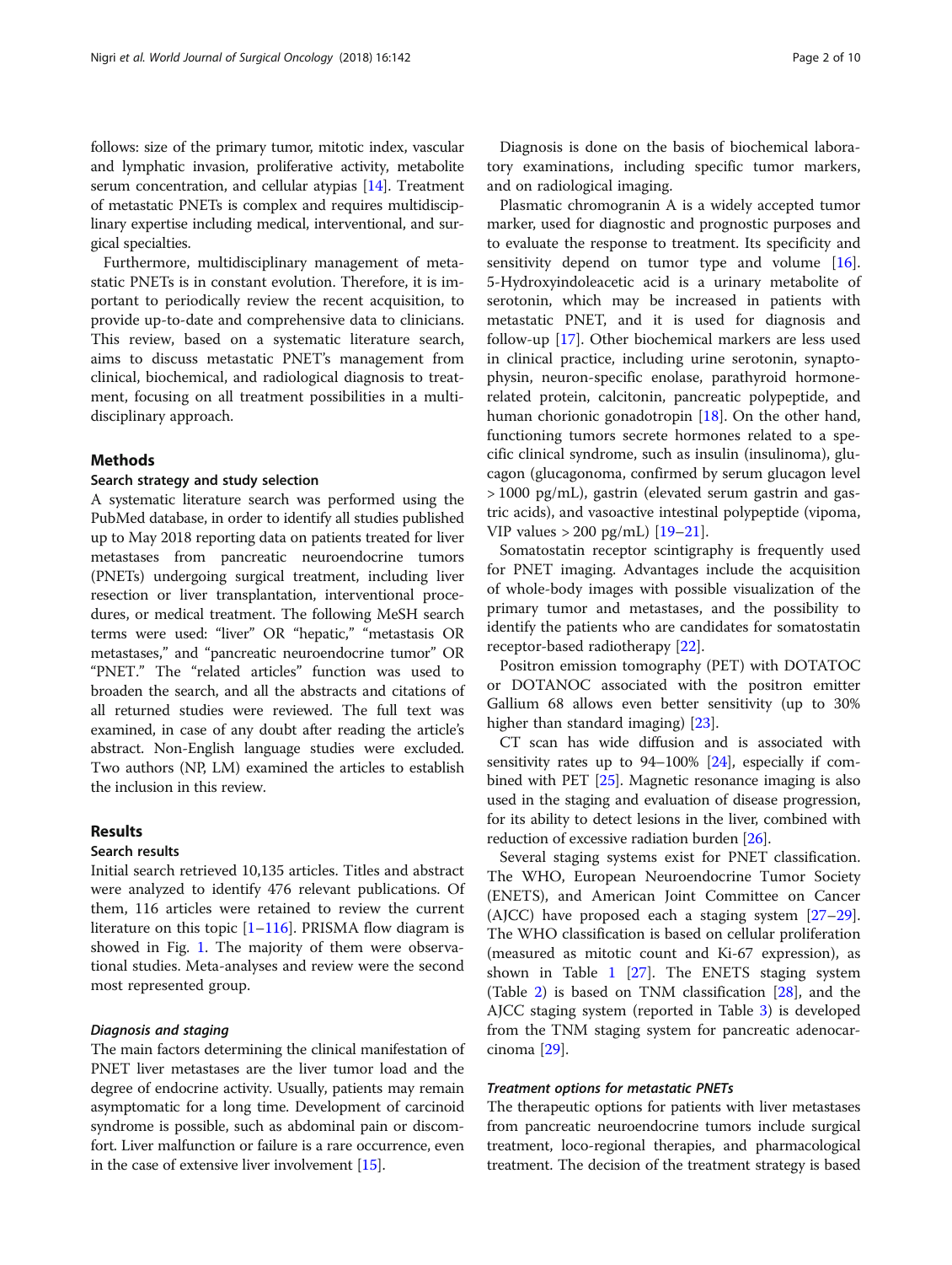follows: size of the primary tumor, mitotic index, vascular and lymphatic invasion, proliferative activity, metabolite serum concentration, and cellular atypias [14]. Treatment of metastatic PNETs is complex and requires multidisciplinary expertise including medical, interventional, and surgical specialties.

Furthermore, multidisciplinary management of metastatic PNETs is in constant evolution. Therefore, it is important to periodically review the recent acquisition, to provide up-to-date and comprehensive data to clinicians. This review, based on a systematic literature search, aims to discuss metastatic PNET's management from clinical, biochemical, and radiological diagnosis to treatment, focusing on all treatment possibilities in a multidisciplinary approach.

## Methods

### Search strategy and study selection

A systematic literature search was performed using the PubMed database, in order to identify all studies published up to May 2018 reporting data on patients treated for liver metastases from pancreatic neuroendocrine tumors (PNETs) undergoing surgical treatment, including liver resection or liver transplantation, interventional procedures, or medical treatment. The following MeSH search terms were used: "liver" OR "hepatic," "metastasis OR metastases," and "pancreatic neuroendocrine tumor" OR "PNET." The "related articles" function was used to broaden the search, and all the abstracts and citations of all returned studies were reviewed. The full text was examined, in case of any doubt after reading the article's abstract. Non-English language studies were excluded. Two authors (NP, LM) examined the articles to establish the inclusion in this review.

## Results

### Search results

Initial search retrieved 10,135 articles. Titles and abstract were analyzed to identify 476 relevant publications. Of them, 116 articles were retained to review the current literature on this topic [1–116]. PRISMA flow diagram is showed in Fig. 1. The majority of them were observational studies. Meta-analyses and review were the second most represented group.

#### *Diagnosis and staging*

The main factors determining the clinical manifestation of PNET liver metastases are the liver tumor load and the degree of endocrine activity. Usually, patients may remain asymptomatic for a long time. Development of carcinoid syndrome is possible, such as abdominal pain or discomfort. Liver malfunction or failure is a rare occurrence, even in the case of extensive liver involvement [15].

Diagnosis is done on the basis of biochemical laboratory examinations, including specific tumor markers, and on radiological imaging.

Plasmatic chromogranin A is a widely accepted tumor marker, used for diagnostic and prognostic purposes and to evaluate the response to treatment. Its specificity and sensitivity depend on tumor type and volume [16]. 5-Hydroxyindoleacetic acid is a urinary metabolite of serotonin, which may be increased in patients with metastatic PNET, and it is used for diagnosis and follow-up [17]. Other biochemical markers are less used in clinical practice, including urine serotonin, synaptophysin, neuron-specific enolase, parathyroid hormone-related protein, calcitonin, pancreatic polypeptide, and human chorionic gonadotropin [18]. On the other hand, functioning tumors secrete hormones related to a specific clinical syndrome, such as insulin (insulinoma), glucagon (glucagonoma, confirmed by serum glucagon level > 1000 pg/mL), gastrin (elevated serum gastrin and gastric acids), and vasoactive intestinal polypeptide (vipoma, VIP values > 200 pg/mL) [19–21].

Somatostatin receptor scintigraphy is frequently used for PNET imaging. Advantages include the acquisition of whole-body images with possible visualization of the primary tumor and metastases, and the possibility to identify the patients who are candidates for somatostatin receptor-based radiotherapy [22].

Positron emission tomography (PET) with DOTATOC or DOTANOC associated with the positron emitter Gallium 68 allows even better sensitivity (up to 30% higher than standard imaging) [23].

CT scan has wide diffusion and is associated with sensitivity rates up to 94–100% [24], especially if combined with PET [25]. Magnetic resonance imaging is also used in the staging and evaluation of disease progression, for its ability to detect lesions in the liver, combined with reduction of excessive radiation burden [26].

Several staging systems exist for PNET classification. The WHO, European Neuroendocrine Tumor Society (ENETS), and American Joint Committee on Cancer (AJCC) have proposed each a staging system [27–29]. The WHO classification is based on cellular proliferation (measured as mitotic count and Ki-67 expression), as shown in Table 1 [27]. The ENETS staging system (Table 2) is based on TNM classification [28], and the AJCC staging system (reported in Table 3) is developed from the TNM staging system for pancreatic adenocarcinoma [29].

#### *Treatment options for metastatic PNETs*

The therapeutic options for patients with liver metastases from pancreatic neuroendocrine tumors include surgical treatment, loco-regional therapies, and pharmacological treatment. The decision of the treatment strategy is based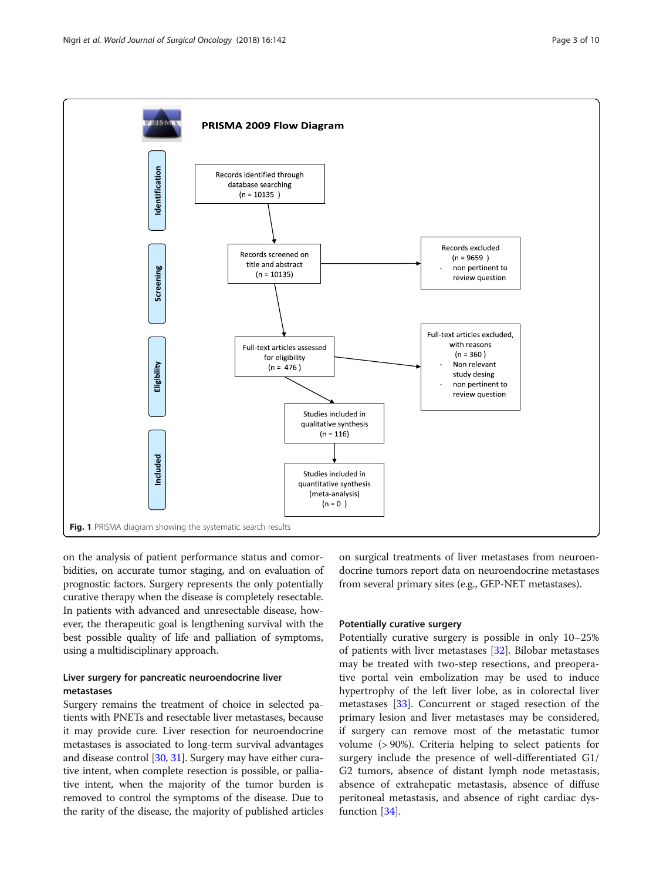PRISMA 2009 Flow Diagram

**Identification**

Records identified through database searching (n = 10135 )

**Screening**

Records screened on title and abstract (n = 10135)

Records excluded (n = 9659 )
- non pertinent to review question

**Eligibility**

Full-text articles assessed for eligibility (n = 476 )

Full-text articles excluded, with reasons (n = 360 )
- Non relevant study desing
- non pertinent to review question

**Included**

Studies included in qualitative synthesis (n = 116)

Studies included in quantitative synthesis (meta-analysis) (n = 0 )

**Fig. 1** PRISMA diagram showing the systematic search results

on the analysis of patient performance status and comorbidities, on accurate tumor staging, and on evaluation of prognostic factors. Surgery represents the only potentially curative therapy when the disease is completely resectable. In patients with advanced and unresectable disease, however, the therapeutic goal is lengthening survival with the best possible quality of life and palliation of symptoms, using a multidisciplinary approach.

### Liver surgery for pancreatic neuroendocrine liver metastases

Surgery remains the treatment of choice in selected patients with PNETs and resectable liver metastases, because it may provide cure. Liver resection for neuroendocrine metastases is associated to long-term survival advantages and disease control [30, 31]. Surgery may have either curative intent, when complete resection is possible, or palliative intent, when the majority of the tumor burden is removed to control the symptoms of the disease. Due to the rarity of the disease, the majority of published articles on surgical treatments of liver metastases from neuroendocrine tumors report data on neuroendocrine metastases from several primary sites (e.g., GEP-NET metastases).

### Potentially curative surgery

Potentially curative surgery is possible in only 10–25% of patients with liver metastases [32]. Bilobar metastases may be treated with two-step resections, and preoperative portal vein embolization may be used to induce hypertrophy of the left liver lobe, as in colorectal liver metastases [33]. Concurrent or staged resection of the primary lesion and liver metastases may be considered, if surgery can remove most of the metastatic tumor volume (> 90%). Criteria helping to select patients for surgery include the presence of well-differentiated G1/G2 tumors, absence of distant lymph node metastasis, absence of extrahepatic metastasis, absence of diffuse peritoneal metastasis, and absence of right cardiac dysfunction [34].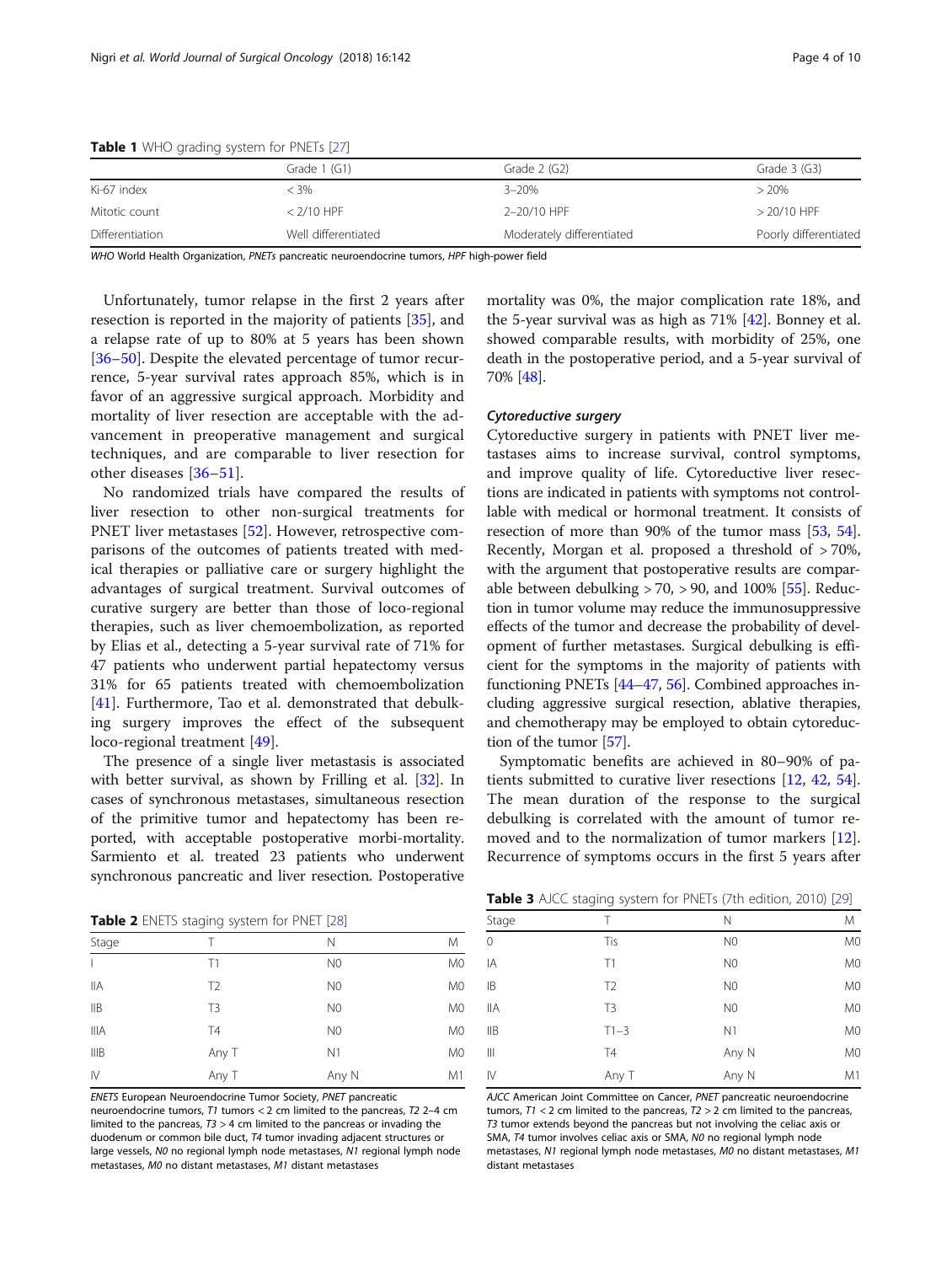**Table 1** WHO grading system for PNETs [27]

| | Grade 1 (G1) | Grade 2 (G2) | Grade 3 (G3) |
|---|---|---|---|
| Ki-67 index | < 3% | 3–20% | > 20% |
| Mitotic count | < 2/10 HPF | 2–20/10 HPF | > 20/10 HPF |
| Differentiation | Well differentiated | Moderately differentiated | Poorly differentiated |

*WHO* World Health Organization, *PNETs* pancreatic neuroendocrine tumors, *HPF* high-power field

Unfortunately, tumor relapse in the first 2 years after resection is reported in the majority of patients [35], and a relapse rate of up to 80% at 5 years has been shown [36–50]. Despite the elevated percentage of tumor recurrence, 5-year survival rates approach 85%, which is in favor of an aggressive surgical approach. Morbidity and mortality of liver resection are acceptable with the advancement in preoperative management and surgical techniques, and are comparable to liver resection for other diseases [36–51].

No randomized trials have compared the results of liver resection to other non-surgical treatments for PNET liver metastases [52]. However, retrospective comparisons of the outcomes of patients treated with medical therapies or palliative care or surgery highlight the advantages of surgical treatment. Survival outcomes of curative surgery are better than those of loco-regional therapies, such as liver chemoembolization, as reported by Elias et al., detecting a 5-year survival rate of 71% for 47 patients who underwent partial hepatectomy versus 31% for 65 patients treated with chemoembolization [41]. Furthermore, Tao et al. demonstrated that debulking surgery improves the effect of the subsequent loco-regional treatment [49].

The presence of a single liver metastasis is associated with better survival, as shown by Frilling et al. [32]. In cases of synchronous metastases, simultaneous resection of the primitive tumor and hepatectomy has been reported, with acceptable postoperative morbi-mortality. Sarmiento et al. treated 23 patients who underwent synchronous pancreatic and liver resection. Postoperative mortality was 0%, the major complication rate 18%, and the 5-year survival was as high as 71% [42]. Bonney et al. showed comparable results, with morbidity of 25%, one death in the postoperative period, and a 5-year survival of 70% [48].

**Table 2** ENETS staging system for PNET [28]

| Stage | T | N | M |
|---|---|---|---|
| I | T1 | N0 | M0 |
| IIA | T2 | N0 | M0 |
| IIB | T3 | N0 | M0 |
| IIIA | T4 | N0 | M0 |
| IIIB | Any T | N1 | M0 |
| IV | Any T | Any N | M1 |

*ENETS* European Neuroendocrine Tumor Society, *PNET* pancreatic neuroendocrine tumors, *T1* tumors < 2 cm limited to the pancreas, *T2* 2–4 cm limited to the pancreas, *T3* > 4 cm limited to the pancreas or invading the duodenum or common bile duct, *T4* tumor invading adjacent structures or large vessels, *N0* no regional lymph node metastases, *N1* regional lymph node metastases, *M0* no distant metastases, *M1* distant metastases

### *Cytoreductive surgery*

Cytoreductive surgery in patients with PNET liver metastases aims to increase survival, control symptoms, and improve quality of life. Cytoreductive liver resections are indicated in patients with symptoms not controllable with medical or hormonal treatment. It consists of resection of more than 90% of the tumor mass [53, 54]. Recently, Morgan et al. proposed a threshold of > 70%, with the argument that postoperative results are comparable between debulking > 70, > 90, and 100% [55]. Reduction in tumor volume may reduce the immunosuppressive effects of the tumor and decrease the probability of development of further metastases. Surgical debulking is efficient for the symptoms in the majority of patients with functioning PNETs [44–47, 56]. Combined approaches including aggressive surgical resection, ablative therapies, and chemotherapy may be employed to obtain cytoreduction of the tumor [57].

Symptomatic benefits are achieved in 80–90% of patients submitted to curative liver resections [12, 42, 54]. The mean duration of the response to the surgical debulking is correlated with the amount of tumor removed and to the normalization of tumor markers [12]. Recurrence of symptoms occurs in the first 5 years after

**Table 3** AJCC staging system for PNETs (7th edition, 2010) [29]

| Stage | T | N | M |
|---|---|---|---|
| 0 | Tis | N0 | M0 |
| IA | T1 | N0 | M0 |
| IB | T2 | N0 | M0 |
| IIA | T3 | N0 | M0 |
| IIB | T1–3 | N1 | M0 |
| III | T4 | Any N | M0 |
| IV | Any T | Any N | M1 |

*AJCC* American Joint Committee on Cancer, *PNET* pancreatic neuroendocrine tumors, *T1* < 2 cm limited to the pancreas, *T2* > 2 cm limited to the pancreas, *T3* tumor extends beyond the pancreas but not involving the celiac axis or SMA, *T4* tumor involves celiac axis or SMA, *N0* no regional lymph node metastases, *N1* regional lymph node metastases, *M0* no distant metastases, *M1* distant metastases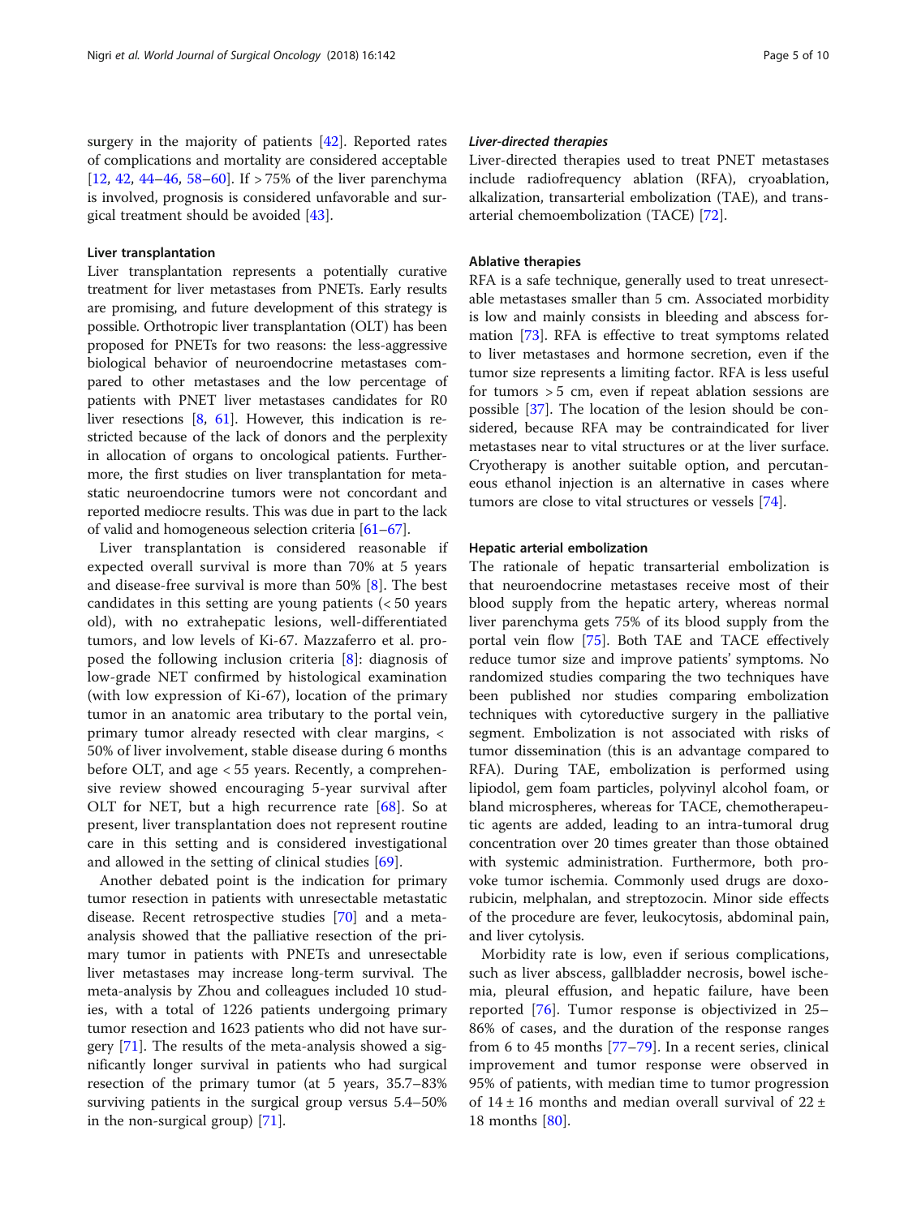surgery in the majority of patients [42]. Reported rates of complications and mortality are considered acceptable [12, 42, 44–46, 58–60]. If > 75% of the liver parenchyma is involved, prognosis is considered unfavorable and surgical treatment should be avoided [43].

#### Liver transplantation

Liver transplantation represents a potentially curative treatment for liver metastases from PNETs. Early results are promising, and future development of this strategy is possible. Orthotropic liver transplantation (OLT) has been proposed for PNETs for two reasons: the less-aggressive biological behavior of neuroendocrine metastases compared to other metastases and the low percentage of patients with PNET liver metastases candidates for R0 liver resections [8, 61]. However, this indication is restricted because of the lack of donors and the perplexity in allocation of organs to oncological patients. Furthermore, the first studies on liver transplantation for metastatic neuroendocrine tumors were not concordant and reported mediocre results. This was due in part to the lack of valid and homogeneous selection criteria [61–67].

Liver transplantation is considered reasonable if expected overall survival is more than 70% at 5 years and disease-free survival is more than 50% [8]. The best candidates in this setting are young patients (< 50 years old), with no extrahepatic lesions, well-differentiated tumors, and low levels of Ki-67. Mazzaferro et al. proposed the following inclusion criteria [8]: diagnosis of low-grade NET confirmed by histological examination (with low expression of Ki-67), location of the primary tumor in an anatomic area tributary to the portal vein, primary tumor already resected with clear margins, < 50% of liver involvement, stable disease during 6 months before OLT, and age < 55 years. Recently, a comprehensive review showed encouraging 5-year survival after OLT for NET, but a high recurrence rate [68]. So at present, liver transplantation does not represent routine care in this setting and is considered investigational and allowed in the setting of clinical studies [69].

Another debated point is the indication for primary tumor resection in patients with unresectable metastatic disease. Recent retrospective studies [70] and a meta-analysis showed that the palliative resection of the primary tumor in patients with PNETs and unresectable liver metastases may increase long-term survival. The meta-analysis by Zhou and colleagues included 10 studies, with a total of 1226 patients undergoing primary tumor resection and 1623 patients who did not have surgery [71]. The results of the meta-analysis showed a significantly longer survival in patients who had surgical resection of the primary tumor (at 5 years, 35.7–83% surviving patients in the surgical group versus 5.4–50% in the non-surgical group) [71].

#### *Liver-directed therapies*

Liver-directed therapies used to treat PNET metastases include radiofrequency ablation (RFA), cryoablation, alkalization, transarterial embolization (TAE), and transarterial chemoembolization (TACE) [72].

#### Ablative therapies

RFA is a safe technique, generally used to treat unresectable metastases smaller than 5 cm. Associated morbidity is low and mainly consists in bleeding and abscess formation [73]. RFA is effective to treat symptoms related to liver metastases and hormone secretion, even if the tumor size represents a limiting factor. RFA is less useful for tumors > 5 cm, even if repeat ablation sessions are possible [37]. The location of the lesion should be considered, because RFA may be contraindicated for liver metastases near to vital structures or at the liver surface. Cryotherapy is another suitable option, and percutaneous ethanol injection is an alternative in cases where tumors are close to vital structures or vessels [74].

#### Hepatic arterial embolization

The rationale of hepatic transarterial embolization is that neuroendocrine metastases receive most of their blood supply from the hepatic artery, whereas normal liver parenchyma gets 75% of its blood supply from the portal vein flow [75]. Both TAE and TACE effectively reduce tumor size and improve patients' symptoms. No randomized studies comparing the two techniques have been published nor studies comparing embolization techniques with cytoreductive surgery in the palliative segment. Embolization is not associated with risks of tumor dissemination (this is an advantage compared to RFA). During TAE, embolization is performed using lipiodol, gem foam particles, polyvinyl alcohol foam, or bland microspheres, whereas for TACE, chemotherapeutic agents are added, leading to an intra-tumoral drug concentration over 20 times greater than those obtained with systemic administration. Furthermore, both provoke tumor ischemia. Commonly used drugs are doxorubicin, melphalan, and streptozocin. Minor side effects of the procedure are fever, leukocytosis, abdominal pain, and liver cytolysis.

Morbidity rate is low, even if serious complications, such as liver abscess, gallbladder necrosis, bowel ischemia, pleural effusion, and hepatic failure, have been reported [76]. Tumor response is objectivized in 25–86% of cases, and the duration of the response ranges from 6 to 45 months [77–79]. In a recent series, clinical improvement and tumor response were observed in 95% of patients, with median time to tumor progression of 14 ± 16 months and median overall survival of 22 ± 18 months [80].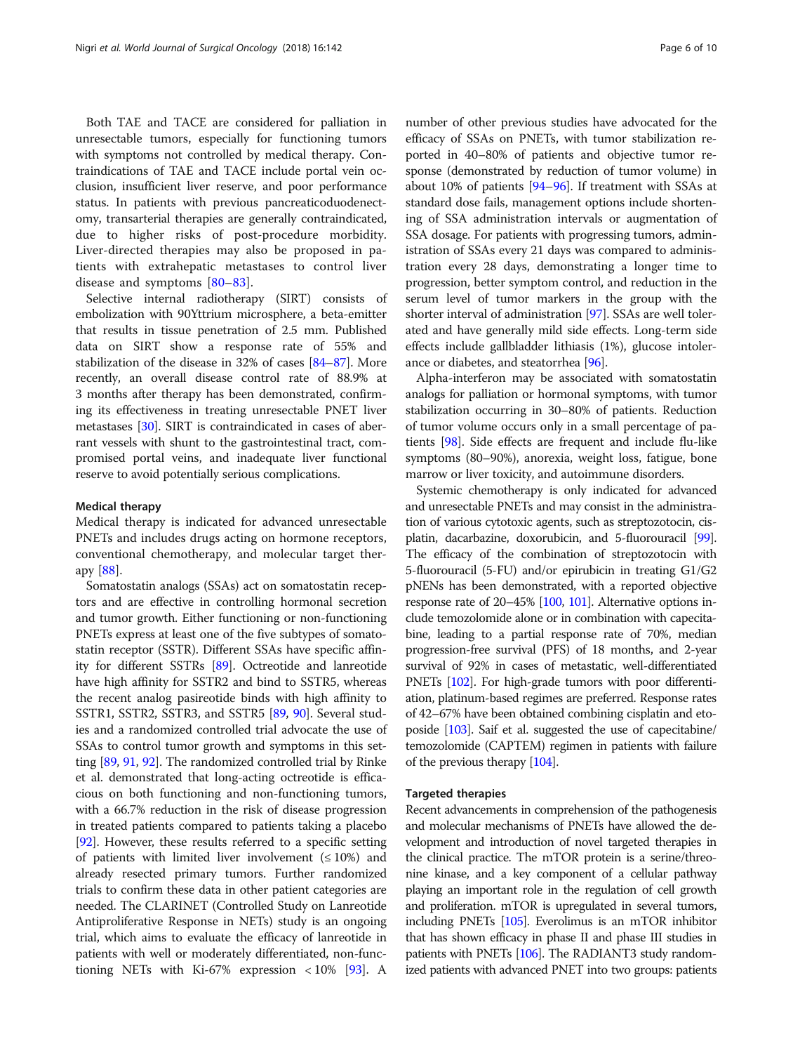Both TAE and TACE are considered for palliation in unresectable tumors, especially for functioning tumors with symptoms not controlled by medical therapy. Contraindications of TAE and TACE include portal vein occlusion, insufficient liver reserve, and poor performance status. In patients with previous pancreaticoduodenectomy, transarterial therapies are generally contraindicated, due to higher risks of post-procedure morbidity. Liver-directed therapies may also be proposed in patients with extrahepatic metastases to control liver disease and symptoms [80–83].

Selective internal radiotherapy (SIRT) consists of embolization with 90Yttrium microsphere, a beta-emitter that results in tissue penetration of 2.5 mm. Published data on SIRT show a response rate of 55% and stabilization of the disease in 32% of cases [84–87]. More recently, an overall disease control rate of 88.9% at 3 months after therapy has been demonstrated, confirming its effectiveness in treating unresectable PNET liver metastases [30]. SIRT is contraindicated in cases of aberrant vessels with shunt to the gastrointestinal tract, compromised portal veins, and inadequate liver functional reserve to avoid potentially serious complications.

#### Medical therapy

Medical therapy is indicated for advanced unresectable PNETs and includes drugs acting on hormone receptors, conventional chemotherapy, and molecular target therapy [88].

Somatostatin analogs (SSAs) act on somatostatin receptors and are effective in controlling hormonal secretion and tumor growth. Either functioning or non-functioning PNETs express at least one of the five subtypes of somatostatin receptor (SSTR). Different SSAs have specific affinity for different SSTRs [89]. Octreotide and lanreotide have high affinity for SSTR2 and bind to SSTR5, whereas the recent analog pasireotide binds with high affinity to SSTR1, SSTR2, SSTR3, and SSTR5 [89, 90]. Several studies and a randomized controlled trial advocate the use of SSAs to control tumor growth and symptoms in this setting [89, 91, 92]. The randomized controlled trial by Rinke et al. demonstrated that long-acting octreotide is efficacious on both functioning and non-functioning tumors, with a 66.7% reduction in the risk of disease progression in treated patients compared to patients taking a placebo [92]. However, these results referred to a specific setting of patients with limited liver involvement (≤ 10%) and already resected primary tumors. Further randomized trials to confirm these data in other patient categories are needed. The CLARINET (Controlled Study on Lanreotide Antiproliferative Response in NETs) study is an ongoing trial, which aims to evaluate the efficacy of lanreotide in patients with well or moderately differentiated, non-functioning NETs with Ki-67% expression < 10% [93]. A number of other previous studies have advocated for the efficacy of SSAs on PNETs, with tumor stabilization reported in 40–80% of patients and objective tumor response (demonstrated by reduction of tumor volume) in about 10% of patients [94–96]. If treatment with SSAs at standard dose fails, management options include shortening of SSA administration intervals or augmentation of SSA dosage. For patients with progressing tumors, administration of SSAs every 21 days was compared to administration every 28 days, demonstrating a longer time to progression, better symptom control, and reduction in the serum level of tumor markers in the group with the shorter interval of administration [97]. SSAs are well tolerated and have generally mild side effects. Long-term side effects include gallbladder lithiasis (1%), glucose intolerance or diabetes, and steatorrhea [96].

Alpha-interferon may be associated with somatostatin analogs for palliation or hormonal symptoms, with tumor stabilization occurring in 30–80% of patients. Reduction of tumor volume occurs only in a small percentage of patients [98]. Side effects are frequent and include flu-like symptoms (80–90%), anorexia, weight loss, fatigue, bone marrow or liver toxicity, and autoimmune disorders.

Systemic chemotherapy is only indicated for advanced and unresectable PNETs and may consist in the administration of various cytotoxic agents, such as streptozotocin, cisplatin, dacarbazine, doxorubicin, and 5-fluorouracil [99]. The efficacy of the combination of streptozotocin with 5-fluorouracil (5-FU) and/or epirubicin in treating G1/G2 pNENs has been demonstrated, with a reported objective response rate of 20–45% [100, 101]. Alternative options include temozolomide alone or in combination with capecitabine, leading to a partial response rate of 70%, median progression-free survival (PFS) of 18 months, and 2-year survival of 92% in cases of metastatic, well-differentiated PNETs [102]. For high-grade tumors with poor differentiation, platinum-based regimes are preferred. Response rates of 42–67% have been obtained combining cisplatin and etoposide [103]. Saif et al. suggested the use of capecitabine/temozolomide (CAPTEM) regimen in patients with failure of the previous therapy [104].

#### Targeted therapies

Recent advancements in comprehension of the pathogenesis and molecular mechanisms of PNETs have allowed the development and introduction of novel targeted therapies in the clinical practice. The mTOR protein is a serine/threonine kinase, and a key component of a cellular pathway playing an important role in the regulation of cell growth and proliferation. mTOR is upregulated in several tumors, including PNETs [105]. Everolimus is an mTOR inhibitor that has shown efficacy in phase II and phase III studies in patients with PNETs [106]. The RADIANT3 study randomized patients with advanced PNET into two groups: patients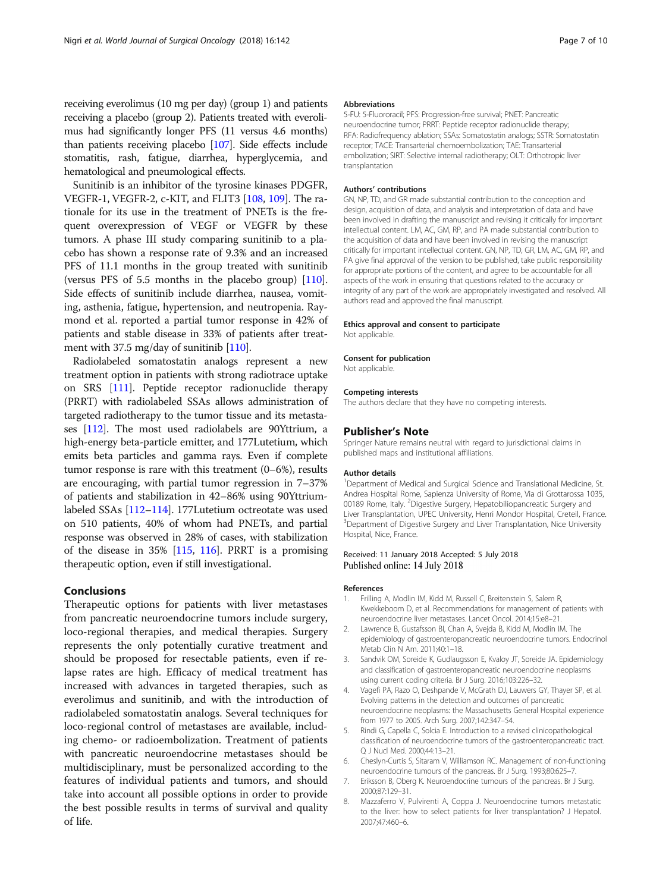receiving everolimus (10 mg per day) (group 1) and patients receiving a placebo (group 2). Patients treated with everolimus had significantly longer PFS (11 versus 4.6 months) than patients receiving placebo [107]. Side effects include stomatitis, rash, fatigue, diarrhea, hyperglycemia, and hematological and pneumological effects.

Sunitinib is an inhibitor of the tyrosine kinases PDGFR, VEGFR-1, VEGFR-2, c-KIT, and FLIT3 [108, 109]. The rationale for its use in the treatment of PNETs is the frequent overexpression of VEGF or VEGFR by these tumors. A phase III study comparing sunitinib to a placebo has shown a response rate of 9.3% and an increased PFS of 11.1 months in the group treated with sunitinib (versus PFS of 5.5 months in the placebo group) [110]. Side effects of sunitinib include diarrhea, nausea, vomiting, asthenia, fatigue, hypertension, and neutropenia. Raymond et al. reported a partial tumor response in 42% of patients and stable disease in 33% of patients after treatment with 37.5 mg/day of sunitinib [110].

Radiolabeled somatostatin analogs represent a new treatment option in patients with strong radiotrace uptake on SRS [111]. Peptide receptor radionuclide therapy (PRRT) with radiolabeled SSAs allows administration of targeted radiotherapy to the tumor tissue and its metastases [112]. The most used radiolabels are 90Yttrium, a high-energy beta-particle emitter, and 177Lutetium, which emits beta particles and gamma rays. Even if complete tumor response is rare with this treatment (0–6%), results are encouraging, with partial tumor regression in 7–37% of patients and stabilization in 42–86% using 90Yttrium-labeled SSAs [112–114]. 177Lutetium octreotate was used on 510 patients, 40% of whom had PNETs, and partial response was observed in 28% of cases, with stabilization of the disease in 35% [115, 116]. PRRT is a promising therapeutic option, even if still investigational.

## Conclusions

Therapeutic options for patients with liver metastases from pancreatic neuroendocrine tumors include surgery, loco-regional therapies, and medical therapies. Surgery represents the only potentially curative treatment and should be proposed for resectable patients, even if relapse rates are high. Efficacy of medical treatment has increased with advances in targeted therapies, such as everolimus and sunitinib, and with the introduction of radiolabeled somatostatin analogs. Several techniques for loco-regional control of metastases are available, including chemo- or radioembolization. Treatment of patients with pancreatic neuroendocrine metastases should be multidisciplinary, must be personalized according to the features of individual patients and tumors, and should take into account all possible options in order to provide the best possible results in terms of survival and quality of life.

#### Abbreviations

5-FU: 5-Fluororacil; PFS: Progression-free survival; PNET: Pancreatic neuroendocrine tumor; PRRT: Peptide receptor radionuclide therapy; RFA: Radiofrequency ablation; SSAs: Somatostatin analogs; SSTR: Somatostatin receptor; TACE: Transarterial chemoembolization; TAE: Transarterial embolization; SIRT: Selective internal radiotherapy; OLT: Orthotropic liver transplantation

#### Authors' contributions

GN, NP, TD, and GR made substantial contribution to the conception and design, acquisition of data, and analysis and interpretation of data and have been involved in drafting the manuscript and revising it critically for important intellectual content. LM, AC, GM, RP, and PA made substantial contribution to the acquisition of data and have been involved in revising the manuscript critically for important intellectual content. GN, NP, TD, GR, LM, AC, GM, RP, and PA give final approval of the version to be published, take public responsibility for appropriate portions of the content, and agree to be accountable for all aspects of the work in ensuring that questions related to the accuracy or integrity of any part of the work are appropriately investigated and resolved. All authors read and approved the final manuscript.

#### Ethics approval and consent to participate

Not applicable.

#### Consent for publication

Not applicable.

#### Competing interests

The authors declare that they have no competing interests.

## Publisher's Note

Springer Nature remains neutral with regard to jurisdictional claims in published maps and institutional affiliations.

#### Author details

[1]Department of Medical and Surgical Science and Translational Medicine, St. Andrea Hospital Rome, Sapienza University of Rome, Via di Grottarossa 1035, 00189 Rome, Italy. [2]Digestive Surgery, Hepatobiliopancreatic Surgery and Liver Transplantation, UPEC University, Henri Mondor Hospital, Creteil, France. [3]Department of Digestive Surgery and Liver Transplantation, Nice University Hospital, Nice, France.

Received: 11 January 2018 Accepted: 5 July 2018
Published online: 14 July 2018

#### References

1. Frilling A, Modlin IM, Kidd M, Russell C, Breitenstein S, Salem R, Kwekkeboom D, et al. Recommendations for management of patients with neuroendocrine liver metastases. Lancet Oncol. 2014;15:e8–21.
2. Lawrence B, Gustafsson BI, Chan A, Svejda B, Kidd M, Modlin IM. The epidemiology of gastroenteropancreatic neuroendocrine tumors. Endocrinol Metab Clin N Am. 2011;40:1–18.
3. Sandvik OM, Soreide K, Gudlaugsson E, Kvaloy JT, Soreide JA. Epidemiology and classification of gastroenteropancreatic neuroendocrine neoplasms using current coding criteria. Br J Surg. 2016;103:226–32.
4. Vagefi PA, Razo O, Deshpande V, McGrath DJ, Lauwers GY, Thayer SP, et al. Evolving patterns in the detection and outcomes of pancreatic neuroendocrine neoplasms: the Massachusetts General Hospital experience from 1977 to 2005. Arch Surg. 2007;142:347–54.
5. Rindi G, Capella C, Solcia E. Introduction to a revised clinicopathological classification of neuroendocrine tumors of the gastroenteropancreatic tract. Q J Nucl Med. 2000;44:13–21.
6. Cheslyn-Curtis S, Sitaram V, Williamson RC. Management of non-functioning neuroendocrine tumours of the pancreas. Br J Surg. 1993;80:625–7.
7. Eriksson B, Oberg K. Neuroendocrine tumours of the pancreas. Br J Surg. 2000;87:129–31.
8. Mazzaferro V, Pulvirenti A, Coppa J. Neuroendocrine tumors metastatic to the liver: how to select patients for liver transplantation? J Hepatol. 2007;47:460–6.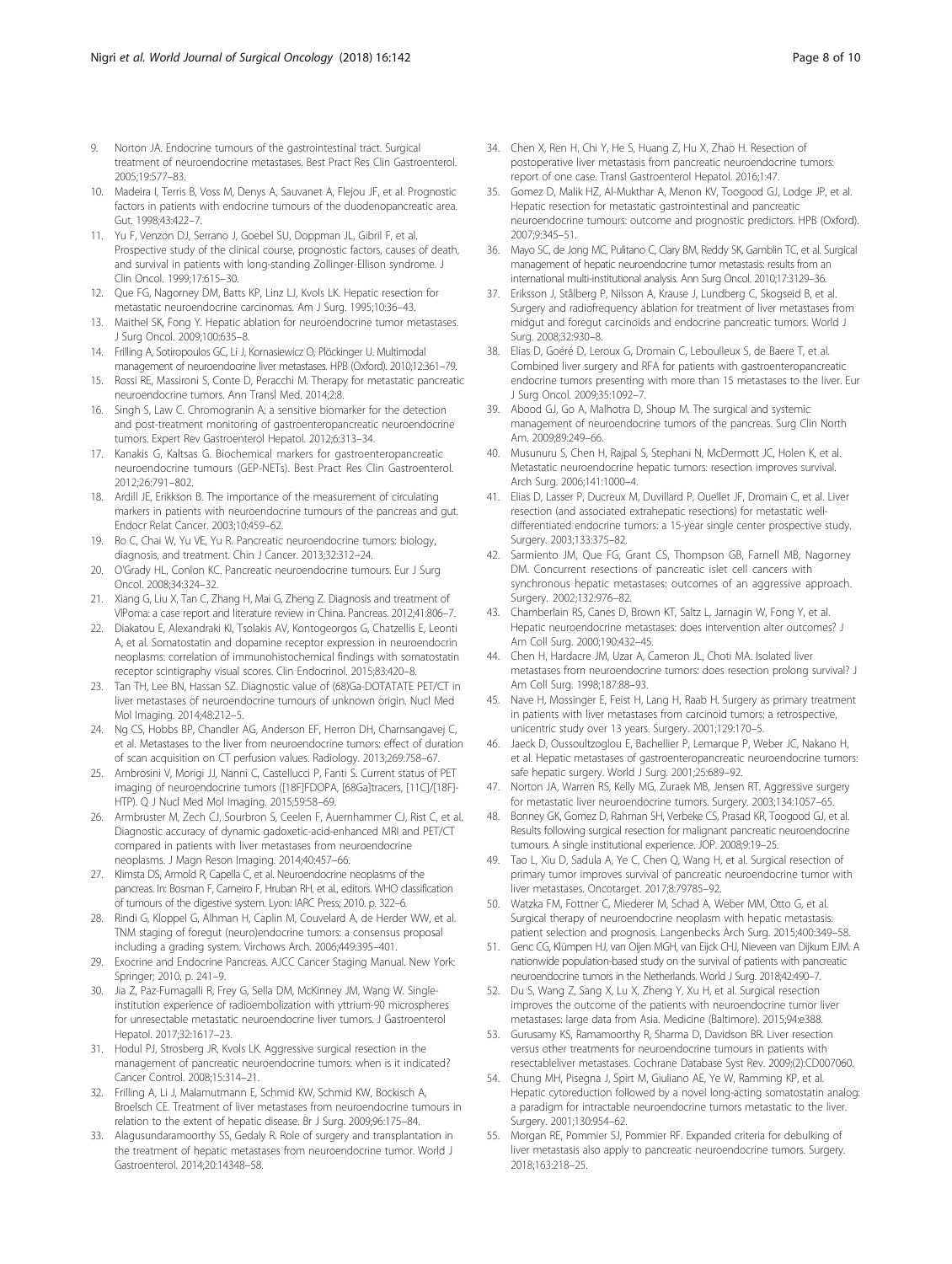9. Norton JA. Endocrine tumours of the gastrointestinal tract. Surgical treatment of neuroendocrine metastases. Best Pract Res Clin Gastroenterol. 2005;19:577–83.
10. Madeira I, Terris B, Voss M, Denys A, Sauvanet A, Flejou JF, et al. Prognostic factors in patients with endocrine tumours of the duodenopancreatic area. Gut. 1998;43:422–7.
11. Yu F, Venzon DJ, Serrano J, Goebel SU, Doppman JL, Gibril F, et al. Prospective study of the clinical course, prognostic factors, causes of death, and survival in patients with long-standing Zollinger-Ellison syndrome. J Clin Oncol. 1999;17:615–30.
12. Que FG, Nagorney DM, Batts KP, Linz LJ, Kvols LK. Hepatic resection for metastatic neuroendocrine carcinomas. Am J Surg. 1995;10:36–43.
13. Maithel SK, Fong Y. Hepatic ablation for neuroendocrine tumor metastases. J Surg Oncol. 2009;100:635–8.
14. Frilling A, Sotiropoulos GC, Li J, Kornasiewicz O, Plöckinger U. Multimodal management of neuroendocrine liver metastases. HPB (Oxford). 2010;12:361–79.
15. Rossi RE, Massironi S, Conte D, Peracchi M. Therapy for metastatic pancreatic neuroendocrine tumors. Ann Transl Med. 2014;2:8.
16. Singh S, Law C. Chromogranin A: a sensitive biomarker for the detection and post-treatment monitoring of gastroenteropancreatic neuroendocrine tumors. Expert Rev Gastroenterol Hepatol. 2012;6:313–34.
17. Kanakis G, Kaltsas G. Biochemical markers for gastroenteropancreatic neuroendocrine tumours (GEP-NETs). Best Pract Res Clin Gastroenterol. 2012;26:791–802.
18. Ardill JE, Erikkson B. The importance of the measurement of circulating markers in patients with neuroendocrine tumours of the pancreas and gut. Endocr Relat Cancer. 2003;10:459–62.
19. Ro C, Chai W, Yu VE, Yu R. Pancreatic neuroendocrine tumors: biology, diagnosis, and treatment. Chin J Cancer. 2013;32:312–24.
20. O'Grady HL, Conlon KC. Pancreatic neuroendocrine tumours. Eur J Surg Oncol. 2008;34:324–32.
21. Xiang G, Liu X, Tan C, Zhang H, Mai G, Zheng Z. Diagnosis and treatment of VIPoma: a case report and literature review in China. Pancreas. 2012;41:806–7.
22. Diakatou E, Alexandraki KI, Tsolakis AV, Kontogeorgos G, Chatzellis E, Leonti A, et al. Somatostatin and dopamine receptor expression in neuroendocrin neoplasms: correlation of immunohistochemical findings with somatostatin receptor scintigraphy visual scores. Clin Endocrinol. 2015;83:420–8.
23. Tan TH, Lee BN, Hassan SZ. Diagnostic value of (68)Ga-DOTATATE PET/CT in liver metastases of neuroendocrine tumours of unknown origin. Nucl Med Mol Imaging. 2014;48:212–5.
24. Ng CS, Hobbs BP, Chandler AG, Anderson EF, Herron DH, Charnsangavej C, et al. Metastases to the liver from neuroendocrine tumors: effect of duration of scan acquisition on CT perfusion values. Radiology. 2013;269:758–67.
25. Ambrosini V, Morigi JJ, Nanni C, Castellucci P, Fanti S. Current status of PET imaging of neuroendocrine tumors ([18F]FDOPA, [68Ga]tracers, [11C]/[18F]-HTP). Q J Nucl Med Mol Imaging. 2015;59:58–69.
26. Armbruster M, Zech CJ, Sourbron S, Ceelen F, Auernhammer CJ, Rist C, et al. Diagnostic accuracy of dynamic gadoxetic-acid-enhanced MRI and PET/CT compared in patients with liver metastases from neuroendocrine neoplasms. J Magn Reson Imaging. 2014;40:457–66.
27. Klimsta DS, Armold R, Capella C, et al. Neuroendocrine neoplasms of the pancreas. In: Bosman F, Carneiro F, Hruban RH, et al., editors. WHO classification of tumours of the digestive system. Lyon: IARC Press; 2010. p. 322–6.
28. Rindi G, Kloppel G, Alhman H, Caplin M, Couvelard A, de Herder WW, et al. TNM staging of foregut (neuro)endocrine tumors: a consensus proposal including a grading system. Virchows Arch. 2006;449:395–401.
29. Exocrine and Endocrine Pancreas. AJCC Cancer Staging Manual. New York: Springer; 2010. p. 241–9.
30. Jia Z, Paz-Fumagalli R, Frey G, Sella DM, McKinney JM, Wang W. Single-institution experience of radioembolization with yttrium-90 microspheres for unresectable metastatic neuroendocrine liver tumors. J Gastroenterol Hepatol. 2017;32:1617–23.
31. Hodul PJ, Strosberg JR, Kvols LK. Aggressive surgical resection in the management of pancreatic neuroendocrine tumors: when is it indicated? Cancer Control. 2008;15:314–21.
32. Frilling A, Li J, Malamutmann E, Schmid KW, Schmid KW, Bockisch A, Broelsch CE. Treatment of liver metastases from neuroendocrine tumours in relation to the extent of hepatic disease. Br J Surg. 2009;96:175–84.
33. Alagusundaramoorthy SS, Gedaly R. Role of surgery and transplantation in the treatment of hepatic metastases from neuroendocrine tumor. World J Gastroenterol. 2014;20:14348–58.
34. Chen X, Ren H, Chi Y, He S, Huang Z, Hu X, Zhao H. Resection of postoperative liver metastasis from pancreatic neuroendocrine tumors: report of one case. Transl Gastroenterol Hepatol. 2016;1:47.
35. Gomez D, Malik HZ, Al-Mukthar A, Menon KV, Toogood GJ, Lodge JP, et al. Hepatic resection for metastatic gastrointestinal and pancreatic neuroendocrine tumours: outcome and prognostic predictors. HPB (Oxford). 2007;9:345–51.
36. Mayo SC, de Jong MC, Pulitano C, Clary BM, Reddy SK, Gamblin TC, et al. Surgical management of hepatic neuroendocrine tumor metastasis: results from an international multi-institutional analysis. Ann Surg Oncol. 2010;17:3129–36.
37. Eriksson J, Stålberg P, Nilsson A, Krause J, Lundberg C, Skogseid B, et al. Surgery and radiofrequency ablation for treatment of liver metastases from midgut and foregut carcinoids and endocrine pancreatic tumors. World J Surg. 2008;32:930–8.
38. Elias D, Goéré D, Leroux G, Dromain C, Leboulleux S, de Baere T, et al. Combined liver surgery and RFA for patients with gastroenteropancreatic endocrine tumors presenting with more than 15 metastases to the liver. Eur J Surg Oncol. 2009;35:1092–7.
39. Abood GJ, Go A, Malhotra D, Shoup M. The surgical and systemic management of neuroendocrine tumors of the pancreas. Surg Clin North Am. 2009;89:249–66.
40. Musunuru S, Chen H, Rajpal S, Stephani N, McDermott JC, Holen K, et al. Metastatic neuroendocrine hepatic tumors: resection improves survival. Arch Surg. 2006;141:1000–4.
41. Elias D, Lasser P, Ducreux M, Duvillard P, Ouellet JF, Dromain C, et al. Liver resection (and associated extrahepatic resections) for metastatic well-differentiated endocrine tumors: a 15-year single center prospective study. Surgery. 2003;133:375–82.
42. Sarmiento JM, Que FG, Grant CS, Thompson GB, Farnell MB, Nagorney DM. Concurrent resections of pancreatic islet cell cancers with synchronous hepatic metastases: outcomes of an aggressive approach. Surgery. 2002;132:976–82.
43. Chamberlain RS, Canes D, Brown KT, Saltz L, Jarnagin W, Fong Y, et al. Hepatic neuroendocrine metastases: does intervention alter outcomes? J Am Coll Surg. 2000;190:432–45.
44. Chen H, Hardacre JM, Uzar A, Cameron JL, Choti MA. Isolated liver metastases from neuroendocrine tumors: does resection prolong survival? J Am Coll Surg. 1998;187:88–93.
45. Nave H, Mossinger E, Feist H, Lang H, Raab H. Surgery as primary treatment in patients with liver metastases from carcinoid tumors: a retrospective, unicentric study over 13 years. Surgery. 2001;129:170–5.
46. Jaeck D, Oussoultzoglou E, Bachellier P, Lemarque P, Weber JC, Nakano H, et al. Hepatic metastases of gastroenteropancreatic neuroendocrine tumors: safe hepatic surgery. World J Surg. 2001;25:689–92.
47. Norton JA, Warren RS, Kelly MG, Zuraek MB, Jensen RT. Aggressive surgery for metastatic liver neuroendocrine tumors. Surgery. 2003;134:1057–65.
48. Bonney GK, Gomez D, Rahman SH, Verbeke CS, Prasad KR, Toogood GJ, et al. Results following surgical resection for malignant pancreatic neuroendocrine tumours. A single institutional experience. JOP. 2008;9:19–25.
49. Tao L, Xiu D, Sadula A, Ye C, Chen Q, Wang H, et al. Surgical resection of primary tumor improves survival of pancreatic neuroendocrine tumor with liver metastases. Oncotarget. 2017;8:79785–92.
50. Watzka FM, Fottner C, Miederer M, Schad A, Weber MM, Otto G, et al. Surgical therapy of neuroendocrine neoplasm with hepatic metastasis: patient selection and prognosis. Langenbecks Arch Surg. 2015;400:349–58.
51. Genc CG, Klümpen HJ, van Oijen MGH, van Eijck CHJ, Nieveen van Dijkum EJM. A nationwide population-based study on the survival of patients with pancreatic neuroendocrine tumors in the Netherlands. World J Surg. 2018;42:490–7.
52. Du S, Wang Z, Sang X, Lu X, Zheng Y, Xu H, et al. Surgical resection improves the outcome of the patients with neuroendocrine tumor liver metastases: large data from Asia. Medicine (Baltimore). 2015;94:e388.
53. Gurusamy KS, Ramamoorthy R, Sharma D, Davidson BR. Liver resection versus other treatments for neuroendocrine tumours in patients with resectableliver metastases. Cochrane Database Syst Rev. 2009;(2):CD007060.
54. Chung MH, Pisegna J, Spirt M, Giuliano AE, Ye W, Ramming KP, et al. Hepatic cytoreduction followed by a novel long-acting somatostatin analog: a paradigm for intractable neuroendocrine tumors metastatic to the liver. Surgery. 2001;130:954–62.
55. Morgan RE, Pommier SJ, Pommier RF. Expanded criteria for debulking of liver metastasis also apply to pancreatic neuroendocrine tumors. Surgery. 2018;163:218–25.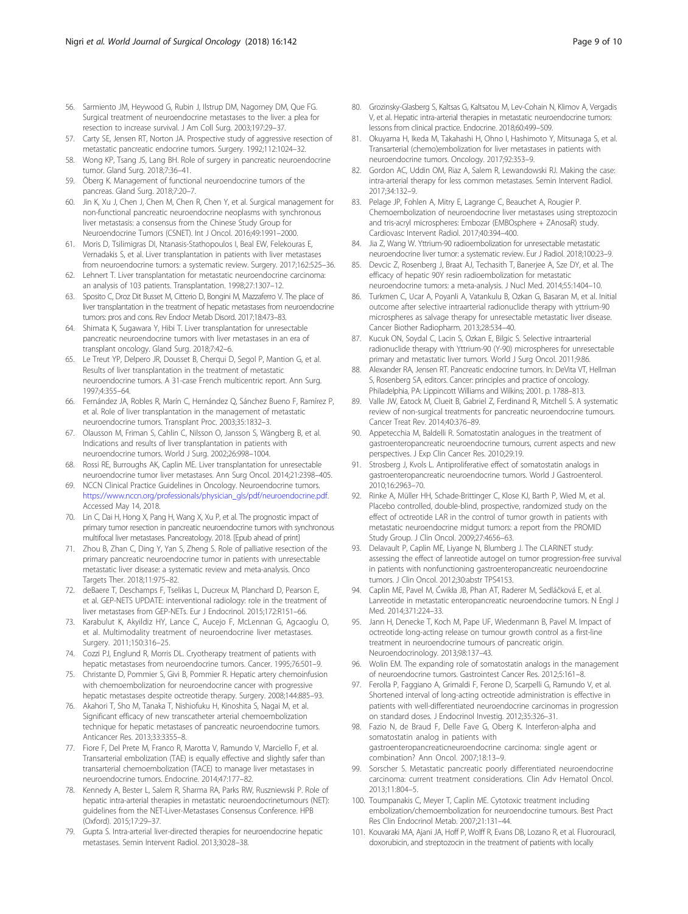56. Sarmiento JM, Heywood G, Rubin J, Ilstrup DM, Nagorney DM, Que FG. Surgical treatment of neuroendocrine metastases to the liver: a plea for resection to increase survival. J Am Coll Surg. 2003;197:29–37.
57. Carty SE, Jensen RT, Norton JA. Prospective study of aggressive resection of metastatic pancreatic endocrine tumors. Surgery. 1992;112:1024–32.
58. Wong KP, Tsang JS, Lang BH. Role of surgery in pancreatic neuroendocrine tumor. Gland Surg. 2018;7:36–41.
59. Öberg K. Management of functional neuroendocrine tumors of the pancreas. Gland Surg. 2018;7:20–7.
60. Jin K, Xu J, Chen J, Chen M, Chen R, Chen Y, et al. Surgical management for non-functional pancreatic neuroendocrine neoplasms with synchronous liver metastasis: a consensus from the Chinese Study Group for Neuroendocrine Tumors (CSNET). Int J Oncol. 2016;49:1991–2000.
61. Moris D, Tsilimigras DI, Ntanasis-Stathopoulos I, Beal EW, Felekouras E, Vernadakis S, et al. Liver transplantation in patients with liver metastases from neuroendocrine tumors: a systematic review. Surgery. 2017;162:525–36.
62. Lehnert T. Liver transplantation for metastatic neuroendocrine carcinoma: an analysis of 103 patients. Transplantation. 1998;27:1307–12.
63. Sposito C, Droz Dit Busset M, Citterio D, Bongini M, Mazzaferro V. The place of liver transplantation in the treatment of hepatic metastases from neuroendocrine tumors: pros and cons. Rev Endocr Metab Disord. 2017;18:473–83.
64. Shimata K, Sugawara Y, Hibi T. Liver transplantation for unresectable pancreatic neuroendocrine tumors with liver metastases in an era of transplant oncology. Gland Surg. 2018;7:42–6.
65. Le Treut YP, Delpero JR, Dousset B, Cherqui D, Segol P, Mantion G, et al. Results of liver transplantation in the treatment of metastatic neuroendocrine tumors. A 31-case French multicentric report. Ann Surg. 1997;4:355–64.
66. Fernández JA, Robles R, Marín C, Hernández Q, Sánchez Bueno F, Ramírez P, et al. Role of liver transplantation in the management of metastatic neuroendocrine tumors. Transplant Proc. 2003;35:1832–3.
67. Olausson M, Friman S, Cahlin C, Nilsson O, Jansson S, Wängberg B, et al. Indications and results of liver transplantation in patients with neuroendocrine tumors. World J Surg. 2002;26:998–1004.
68. Rossi RE, Burroughs AK, Caplin ME. Liver transplantation for unresectable neuroendocrine tumor liver metastases. Ann Surg Oncol. 2014;21:2398–405.
69. NCCN Clinical Practice Guidelines in Oncology. Neuroendocrine tumors. https://www.nccn.org/professionals/physician_gls/pdf/neuroendocrine.pdf. Accessed May 14, 2018.
70. Lin C, Dai H, Hong X, Pang H, Wang X, Xu P, et al. The prognostic impact of primary tumor resection in pancreatic neuroendocrine tumors with synchronous multifocal liver metastases. Pancreatology. 2018. [Epub ahead of print]
71. Zhou B, Zhan C, Ding Y, Yan S, Zheng S. Role of palliative resection of the primary pancreatic neuroendocrine tumor in patients with unresectable metastatic liver disease: a systematic review and meta-analysis. Onco Targets Ther. 2018;11:975–82.
72. deBaere T, Deschamps F, Tselikas L, Ducreux M, Planchard D, Pearson E, et al. GEP-NETS UPDATE: interventional radiology: role in the treatment of liver metastases from GEP-NETs. Eur J Endocrinol. 2015;172:R151–66.
73. Karabulut K, Akyildiz HY, Lance C, Aucejo F, McLennan G, Agcaoglu O, et al. Multimodality treatment of neuroendocrine liver metastases. Surgery. 2011;150:316–25.
74. Cozzi PJ, Englund R, Morris DL. Cryotherapy treatment of patients with hepatic metastases from neuroendocrine tumors. Cancer. 1995;76:501–9.
75. Christante D, Pommier S, Givi B, Pommier R. Hepatic artery chemoinfusion with chemoembolization for neuroendocrine cancer with progressive hepatic metastases despite octreotide therapy. Surgery. 2008;144:885–93.
76. Akahori T, Sho M, Tanaka T, Nishiofuku H, Kinoshita S, Nagai M, et al. Significant efficacy of new transcatheter arterial chemoembolization technique for hepatic metastases of pancreatic neuroendocrine tumors. Anticancer Res. 2013;33:3355–8.
77. Fiore F, Del Prete M, Franco R, Marotta V, Ramundo V, Marciello F, et al. Transarterial embolization (TAE) is equally effective and slightly safer than transarterial chemoembolization (TACE) to manage liver metastases in neuroendocrine tumors. Endocrine. 2014;47:177–82.
78. Kennedy A, Bester L, Salem R, Sharma RA, Parks RW, Ruszniewski P. Role of hepatic intra-arterial therapies in metastatic neuroendocrinetumours (NET): guidelines from the NET-Liver-Metastases Consensus Conference. HPB (Oxford). 2015;17:29–37.
79. Gupta S. Intra-arterial liver-directed therapies for neuroendocrine hepatic metastases. Semin Intervent Radiol. 2013;30:28–38.
80. Grozinsky-Glasberg S, Kaltsas G, Kaltsatou M, Lev-Cohain N, Klimov A, Vergadis V, et al. Hepatic intra-arterial therapies in metastatic neuroendocrine tumors: lessons from clinical practice. Endocrine. 2018;60:499–509.
81. Okuyama H, Ikeda M, Takahashi H, Ohno I, Hashimoto Y, Mitsunaga S, et al. Transarterial (chemo)embolization for liver metastases in patients with neuroendocrine tumors. Oncology. 2017;92:353–9.
82. Gordon AC, Uddin OM, Riaz A, Salem R, Lewandowski RJ. Making the case: intra-arterial therapy for less common metastases. Semin Intervent Radiol. 2017;34:132–9.
83. Pelage JP, Fohlen A, Mitry E, Lagrange C, Beauchet A, Rougier P. Chemoembolization of neuroendocrine liver metastases using streptozocin and tris-acryl microspheres: Embozar (EMBOsphere + ZAnosaR) study. Cardiovasc Intervent Radiol. 2017;40:394–400.
84. Jia Z, Wang W. Yttrium-90 radioembolization for unresectable metastatic neuroendocrine liver tumor: a systematic review. Eur J Radiol. 2018;100:23–9.
85. Devcic Z, Rosenberg J, Braat AJ, Techasith T, Banerjee A, Sze DY, et al. The efficacy of hepatic 90Y resin radioembolization for metastatic neuroendocrine tumors: a meta-analysis. J Nucl Med. 2014;55:1404–10.
86. Turkmen C, Ucar A, Poyanli A, Vatankulu B, Ozkan G, Basaran M, et al. Initial outcome after selective intraarterial radionuclide therapy with yttrium-90 microspheres as salvage therapy for unresectable metastatic liver disease. Cancer Biother Radiopharm. 2013;28:534–40.
87. Kucuk ON, Soydal C, Lacin S, Ozkan E, Bilgic S. Selective intraarterial radionuclide therapy with Yttrium-90 (Y-90) microspheres for unresectable primary and metastatic liver tumors. World J Surg Oncol. 2011;9:86.
88. Alexander RA, Jensen RT. Pancreatic endocrine tumors. In: DeVita VT, Hellman S, Rosenberg SA, editors. Cancer: principles and practice of oncology. Philadelphia, PA: Lippincott Williams and Wilkins; 2001. p. 1788–813.
89. Valle JW, Eatock M, Clueit B, Gabriel Z, Ferdinand R, Mitchell S. A systematic review of non-surgical treatments for pancreatic neuroendocrine tumours. Cancer Treat Rev. 2014;40:376–89.
90. Appetecchia M, Baldelli R. Somatostatin analogues in the treatment of gastroenteropancreatic neuroendocrine tumours, current aspects and new perspectives. J Exp Clin Cancer Res. 2010;29:19.
91. Strosberg J, Kvols L. Antiproliferative effect of somatostatin analogs in gastroenteropancreatic neuroendocrine tumors. World J Gastroenterol. 2010;16:2963–70.
92. Rinke A, Müller HH, Schade-Brittinger C, Klose KJ, Barth P, Wied M, et al. Placebo controlled, double-blind, prospective, randomized study on the effect of octreotide LAR in the control of tumor growth in patients with metastatic neuroendocrine midgut tumors: a report from the PROMID Study Group. J Clin Oncol. 2009;27:4656–63.
93. Delavault P, Caplin ME, Liyange N, Blumberg J. The CLARINET study: assessing the effect of lanreotide autogel on tumor progression-free survival in patients with nonfunctioning gastroenteropancreatic neuroendocrine tumors. J Clin Oncol. 2012;30:abstr TPS4153.
94. Caplin ME, Pavel M, Ćwikła JB, Phan AT, Raderer M, Sedláčková E, et al. Lanreotide in metastatic enteropancreatic neuroendocrine tumors. N Engl J Med. 2014;371:224–33.
95. Jann H, Denecke T, Koch M, Pape UF, Wiedenmann B, Pavel M. Impact of octreotide long-acting release on tumour growth control as a first-line treatment in neuroendocrine tumours of pancreatic origin. Neuroendocrinology. 2013;98:137–43.
96. Wolin EM. The expanding role of somatostatin analogs in the management of neuroendocrine tumors. Gastrointest Cancer Res. 2012;5:161–8.
97. Ferolla P, Faggiano A, Grimaldi F, Ferone D, Scarpelli G, Ramundo V, et al. Shortened interval of long-acting octreotide administration is effective in patients with well-differentiated neuroendocrine carcinomas in progression on standard doses. J Endocrinol Investig. 2012;35:326–31.
98. Fazio N, de Braud F, Delle Fave G, Oberg K. Interferon-alpha and somatostatin analog in patients with gastroenteropancreaticneuroendocrine carcinoma: single agent or combination? Ann Oncol. 2007;18:13–9.
99. Sorscher S. Metastatic pancreatic poorly differentiated neuroendocrine carcinoma: current treatment considerations. Clin Adv Hematol Oncol. 2013;11:804–5.
100. Toumpanakis C, Meyer T, Caplin ME. Cytotoxic treatment including embolization/chemoembolization for neuroendocrine tumours. Best Pract Res Clin Endocrinol Metab. 2007;21:131–44.
101. Kouvaraki MA, Ajani JA, Hoff P, Wolff R, Evans DB, Lozano R, et al. Fluorouracil, doxorubicin, and streptozocin in the treatment of patients with locally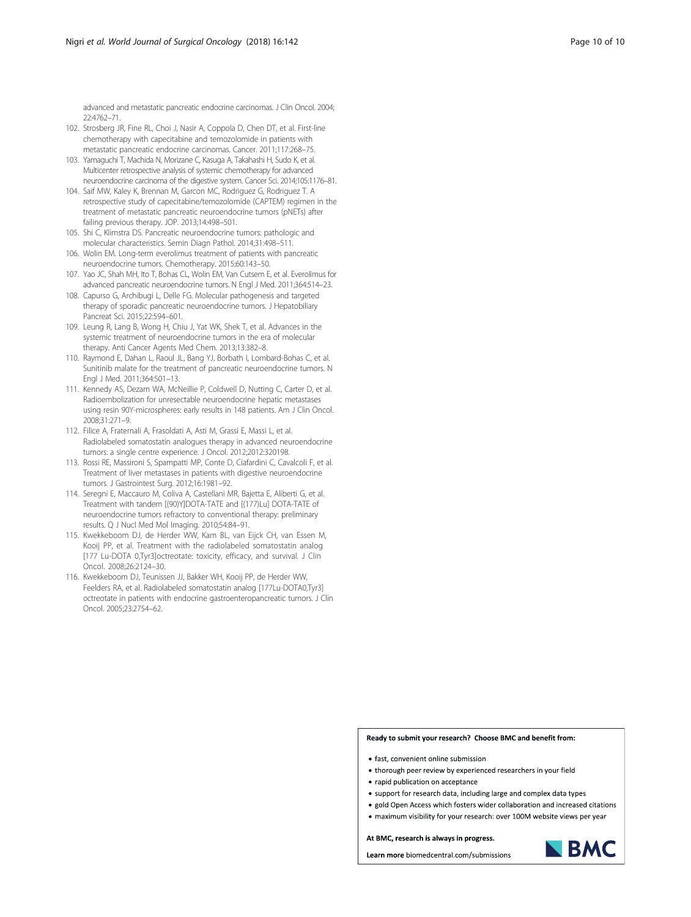advanced and metastatic pancreatic endocrine carcinomas. J Clin Oncol. 2004; 22:4762–71.

102. Strosberg JR, Fine RL, Choi J, Nasir A, Coppola D, Chen DT, et al. First-line chemotherapy with capecitabine and temozolomide in patients with metastatic pancreatic endocrine carcinomas. Cancer. 2011;117:268–75.
103. Yamaguchi T, Machida N, Morizane C, Kasuga A, Takahashi H, Sudo K, et al. Multicenter retrospective analysis of systemic chemotherapy for advanced neuroendocrine carcinoma of the digestive system. Cancer Sci. 2014;105:1176–81.
104. Saif MW, Kaley K, Brennan M, Garcon MC, Rodriguez G, Rodriguez T. A retrospective study of capecitabine/temozolomide (CAPTEM) regimen in the treatment of metastatic pancreatic neuroendocrine tumors (pNETs) after failing previous therapy. JOP. 2013;14:498–501.
105. Shi C, Klimstra DS. Pancreatic neuroendocrine tumors: pathologic and molecular characteristics. Semin Diagn Pathol. 2014;31:498–511.
106. Wolin EM. Long-term everolimus treatment of patients with pancreatic neuroendocrine tumors. Chemotherapy. 2015;60:143–50.
107. Yao JC, Shah MH, Ito T, Bohas CL, Wolin EM, Van Cutsem E, et al. Everolimus for advanced pancreatic neuroendocrine tumors. N Engl J Med. 2011;364:514–23.
108. Capurso G, Archibugi L, Delle FG. Molecular pathogenesis and targeted therapy of sporadic pancreatic neuroendocrine tumors. J Hepatobiliary Pancreat Sci. 2015;22:594–601.
109. Leung R, Lang B, Wong H, Chiu J, Yat WK, Shek T, et al. Advances in the systemic treatment of neuroendocrine tumors in the era of molecular therapy. Anti Cancer Agents Med Chem. 2013;13:382–8.
110. Raymond E, Dahan L, Raoul JL, Bang YJ, Borbath I, Lombard-Bohas C, et al. Sunitinib malate for the treatment of pancreatic neuroendocrine tumors. N Engl J Med. 2011;364:501–13.
111. Kennedy AS, Dezarn WA, McNeillie P, Coldwell D, Nutting C, Carter D, et al. Radioembolization for unresectable neuroendocrine hepatic metastases using resin 90Y-microspheres: early results in 148 patients. Am J Clin Oncol. 2008;31:271–9.
112. Filice A, Fraternali A, Frasoldati A, Asti M, Grassi E, Massi L, et al. Radiolabeled somatostatin analogues therapy in advanced neuroendocrine tumors: a single centre experience. J Oncol. 2012;2012:320198.
113. Rossi RE, Massironi S, Spampatti MP, Conte D, Ciafardini C, Cavalcoli F, et al. Treatment of liver metastases in patients with digestive neuroendocrine tumors. J Gastrointest Surg. 2012;16:1981–92.
114. Seregni E, Maccauro M, Coliva A, Castellani MR, Bajetta E, Aliberti G, et al. Treatment with tandem [(90)Y]DOTA-TATE and [(177)Lu] DOTA-TATE of neuroendocrine tumors refractory to conventional therapy: preliminary results. Q J Nucl Med Mol Imaging. 2010;54:84–91.
115. Kwekkeboom DJ, de Herder WW, Kam BL, van Eijck CH, van Essen M, Kooij PP, et al. Treatment with the radiolabeled somatostatin analog [177 Lu-DOTA 0,Tyr3]octreotate: toxicity, efficacy, and survival. J Clin Oncol. 2008;26:2124–30.
116. Kwekkeboom DJ, Teunissen JJ, Bakker WH, Kooij PP, de Herder WW, Feelders RA, et al. Radiolabeled somatostatin analog [177Lu-DOTA0,Tyr3] octreotate in patients with endocrine gastroenteropancreatic tumors. J Clin Oncol. 2005;23:2754–62.

**Ready to submit your research? Choose BMC and benefit from:**

- fast, convenient online submission
- thorough peer review by experienced researchers in your field
- rapid publication on acceptance
- support for research data, including large and complex data types
- gold Open Access which fosters wider collaboration and increased citations
- maximum visibility for your research: over 100M website views per year

**At BMC, research is always in progress.**

**Learn more** biomedcentral.com/submissions

BMC